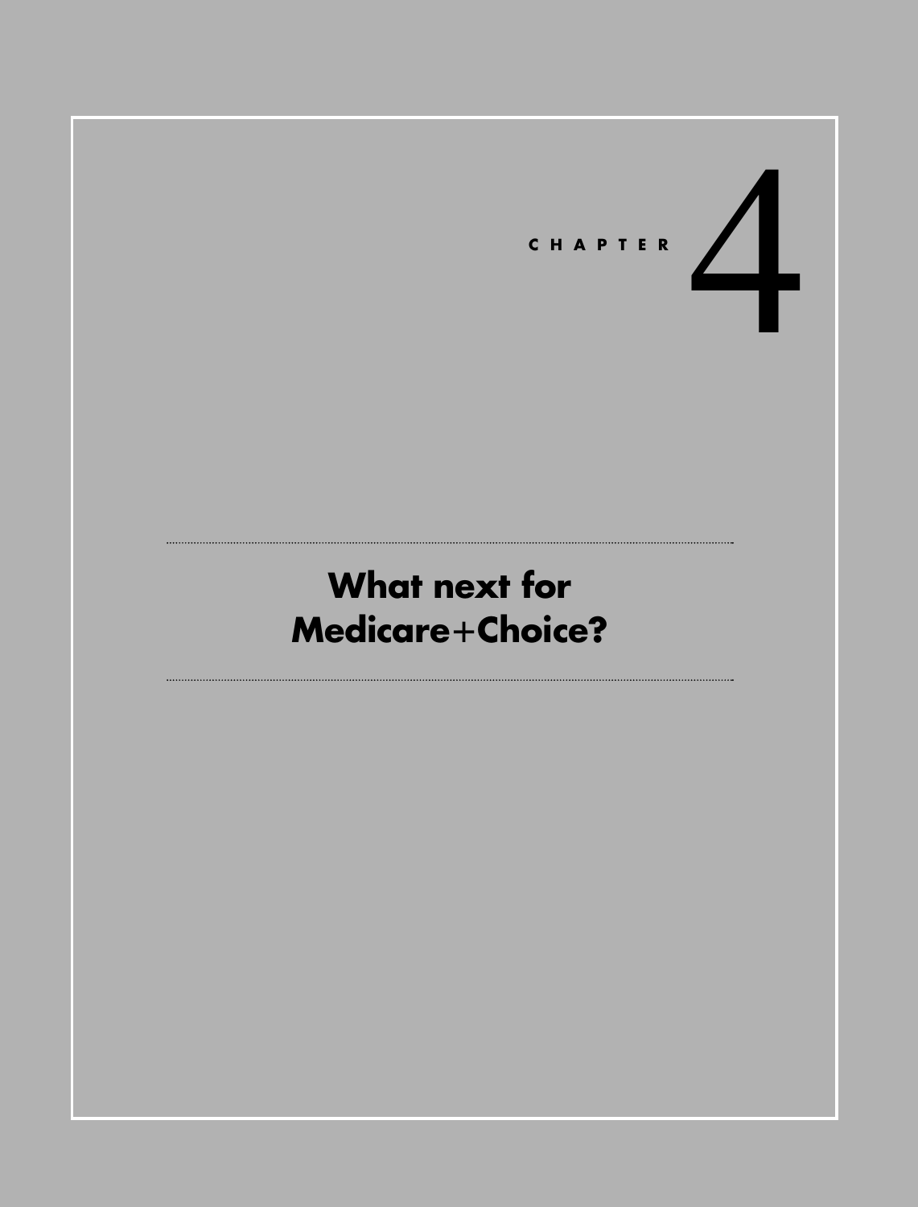CHAPTER 4

# What next for Medicare+Choice?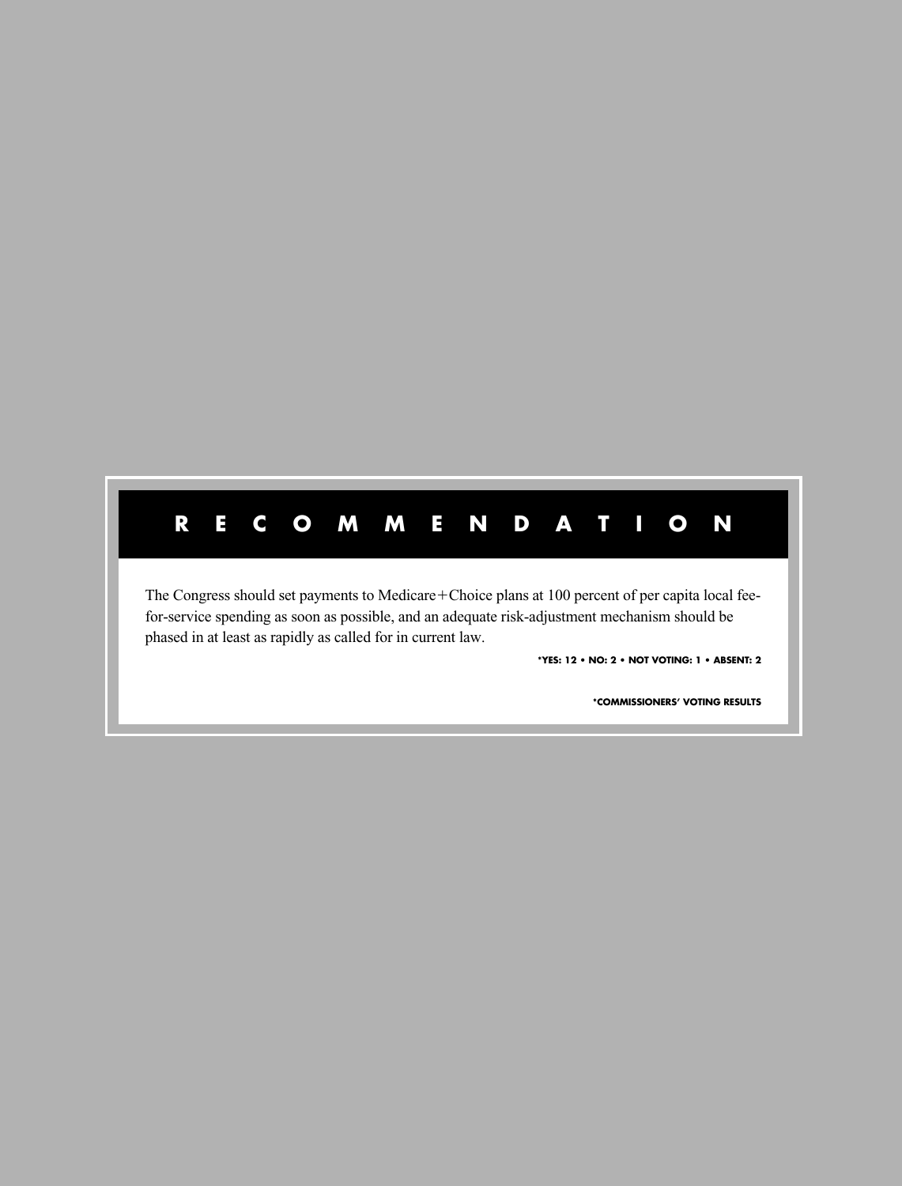## RECOMMENDATION

The Congress should set payments to Medicare+Choice plans at 100 percent of per capita local fee-for-service spending as soon as possible, and an adequate risk-adjustment mechanism should be phased in at least as rapidly as called for in current law.

**\*YES: 12 • NO: 2 • NOT VOTING: 1 • ABSENT: 2**

**\*COMMISSIONERS' VOTING RESULTS**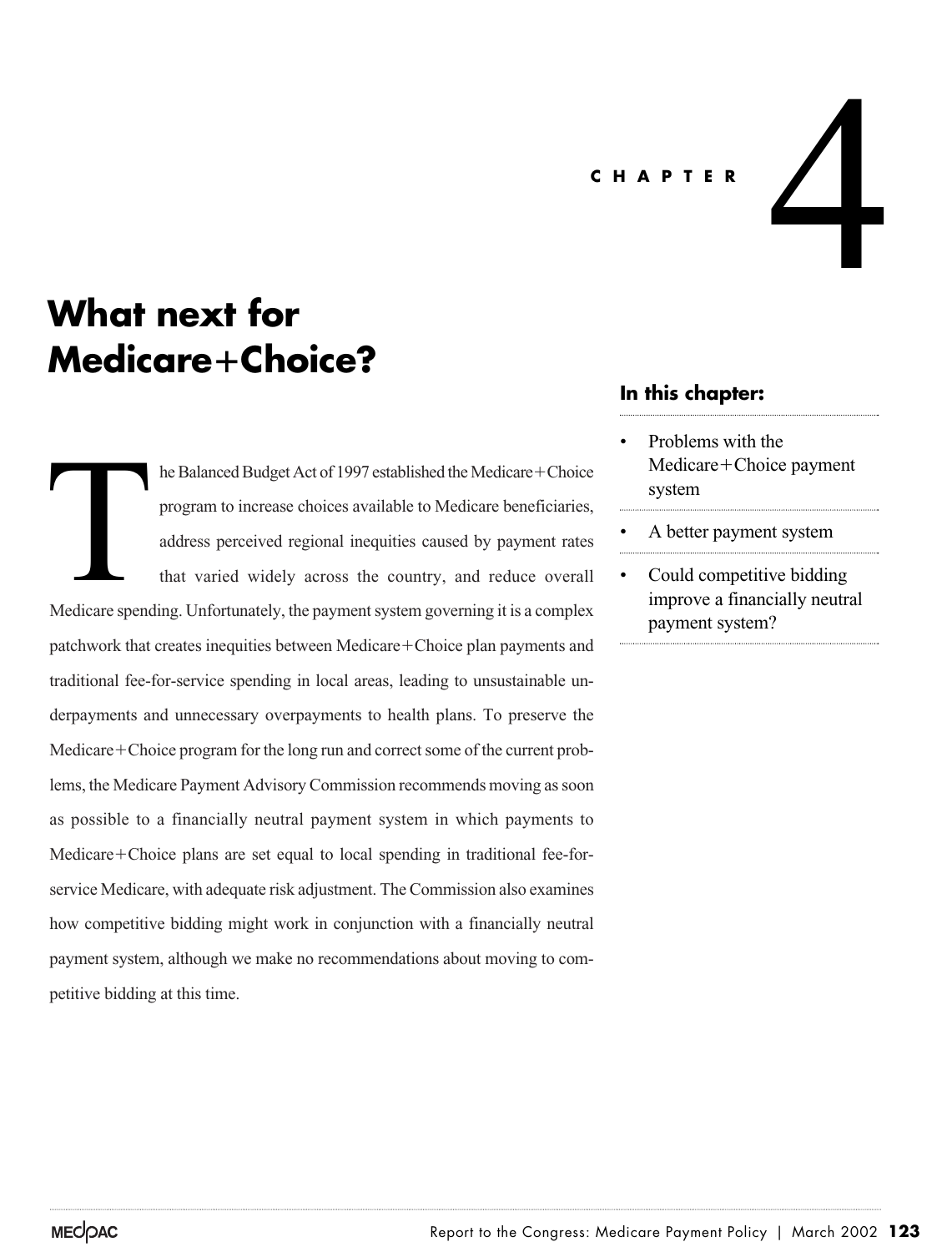CHAPTER 4

# What next for Medicare+Choice?

**In this chapter:**

- Problems with the Medicare+Choice payment system
- A better payment system
- Could competitive bidding improve a financially neutral payment system?

The Balanced Budget Act of 1997 established the Medicare+Choice program to increase choices available to Medicare beneficiaries, address perceived regional inequities caused by payment rates that varied widely across the country, and reduce overall Medicare spending. Unfortunately, the payment system governing it is a complex patchwork that creates inequities between Medicare+Choice plan payments and traditional fee-for-service spending in local areas, leading to unsustainable underpayments and unnecessary overpayments to health plans. To preserve the Medicare+Choice program for the long run and correct some of the current problems, the Medicare Payment Advisory Commission recommends moving as soon as possible to a financially neutral payment system in which payments to Medicare+Choice plans are set equal to local spending in traditional fee-for-service Medicare, with adequate risk adjustment. The Commission also examines how competitive bidding might work in conjunction with a financially neutral payment system, although we make no recommendations about moving to competitive bidding at this time.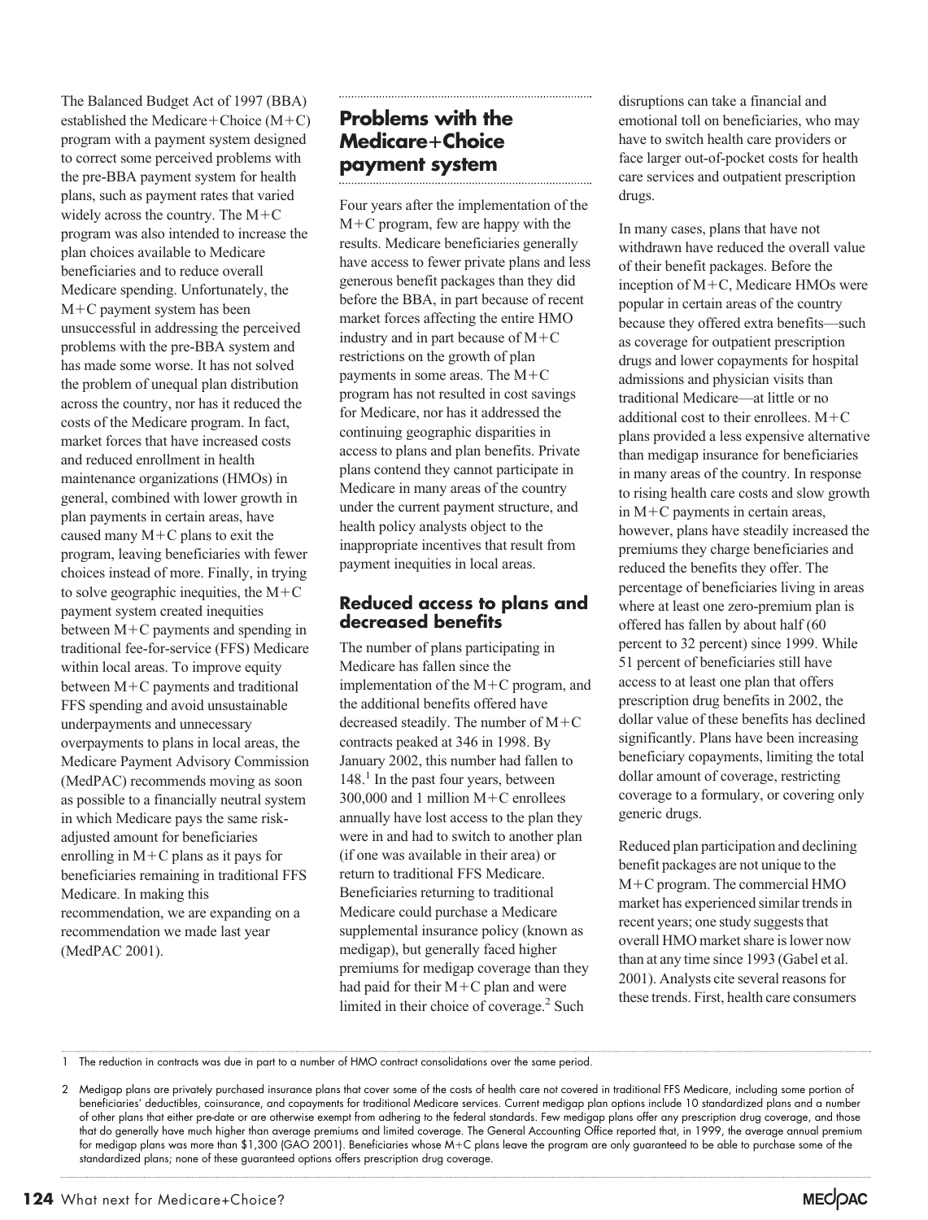The Balanced Budget Act of 1997 (BBA) established the Medicare+Choice (M+C) program with a payment system designed to correct some perceived problems with the pre-BBA payment system for health plans, such as payment rates that varied widely across the country. The M+C program was also intended to increase the plan choices available to Medicare beneficiaries and to reduce overall Medicare spending. Unfortunately, the M+C payment system has been unsuccessful in addressing the perceived problems with the pre-BBA system and has made some worse. It has not solved the problem of unequal plan distribution across the country, nor has it reduced the costs of the Medicare program. In fact, market forces that have increased costs and reduced enrollment in health maintenance organizations (HMOs) in general, combined with lower growth in plan payments in certain areas, have caused many M+C plans to exit the program, leaving beneficiaries with fewer choices instead of more. Finally, in trying to solve geographic inequities, the M+C payment system created inequities between M+C payments and spending in traditional fee-for-service (FFS) Medicare within local areas. To improve equity between M+C payments and traditional FFS spending and avoid unsustainable underpayments and unnecessary overpayments to plans in local areas, the Medicare Payment Advisory Commission (MedPAC) recommends moving as soon as possible to a financially neutral system in which Medicare pays the same risk-adjusted amount for beneficiaries enrolling in M+C plans as it pays for beneficiaries remaining in traditional FFS Medicare. In making this recommendation, we are expanding on a recommendation we made last year (MedPAC 2001).

## Problems with the Medicare+Choice payment system

Four years after the implementation of the M+C program, few are happy with the results. Medicare beneficiaries generally have access to fewer private plans and less generous benefit packages than they did before the BBA, in part because of recent market forces affecting the entire HMO industry and in part because of M+C restrictions on the growth of plan payments in some areas. The M+C program has not resulted in cost savings for Medicare, nor has it addressed the continuing geographic disparities in access to plans and plan benefits. Private plans contend they cannot participate in Medicare in many areas of the country under the current payment structure, and health policy analysts object to the inappropriate incentives that result from payment inequities in local areas.

### Reduced access to plans and decreased benefits

The number of plans participating in Medicare has fallen since the implementation of the M+C program, and the additional benefits offered have decreased steadily. The number of M+C contracts peaked at 346 in 1998. By January 2002, this number had fallen to 148.[1] In the past four years, between 300,000 and 1 million M+C enrollees annually have lost access to the plan they were in and had to switch to another plan (if one was available in their area) or return to traditional FFS Medicare. Beneficiaries returning to traditional Medicare could purchase a Medicare supplemental insurance policy (known as medigap), but generally faced higher premiums for medigap coverage than they had paid for their M+C plan and were limited in their choice of coverage.[2] Such disruptions can take a financial and emotional toll on beneficiaries, who may have to switch health care providers or face larger out-of-pocket costs for health care services and outpatient prescription drugs.

In many cases, plans that have not withdrawn have reduced the overall value of their benefit packages. Before the inception of M+C, Medicare HMOs were popular in certain areas of the country because they offered extra benefits—such as coverage for outpatient prescription drugs and lower copayments for hospital admissions and physician visits than traditional Medicare—at little or no additional cost to their enrollees. M+C plans provided a less expensive alternative than medigap insurance for beneficiaries in many areas of the country. In response to rising health care costs and slow growth in M+C payments in certain areas, however, plans have steadily increased the premiums they charge beneficiaries and reduced the benefits they offer. The percentage of beneficiaries living in areas where at least one zero-premium plan is offered has fallen by about half (60 percent to 32 percent) since 1999. While 51 percent of beneficiaries still have access to at least one plan that offers prescription drug benefits in 2002, the dollar value of these benefits has declined significantly. Plans have been increasing beneficiary copayments, limiting the total dollar amount of coverage, restricting coverage to a formulary, or covering only generic drugs.

Reduced plan participation and declining benefit packages are not unique to the M+C program. The commercial HMO market has experienced similar trends in recent years; one study suggests that overall HMO market share is lower now than at any time since 1993 (Gabel et al. 2001). Analysts cite several reasons for these trends. First, health care consumers

1 The reduction in contracts was due in part to a number of HMO contract consolidations over the same period.

2 Medigap plans are privately purchased insurance plans that cover some of the costs of health care not covered in traditional FFS Medicare, including some portion of beneficiaries' deductibles, coinsurance, and copayments for traditional Medicare services. Current medigap plan options include 10 standardized plans and a number of other plans that either pre-date or are otherwise exempt from adhering to the federal standards. Few medigap plans offer any prescription drug coverage, and those that do generally have much higher than average premiums and limited coverage. The General Accounting Office reported that, in 1999, the average annual premium for medigap plans was more than $1,300 (GAO 2001). Beneficiaries whose M+C plans leave the program are only guaranteed to be able to purchase some of the standardized plans; none of these guaranteed options offers prescription drug coverage.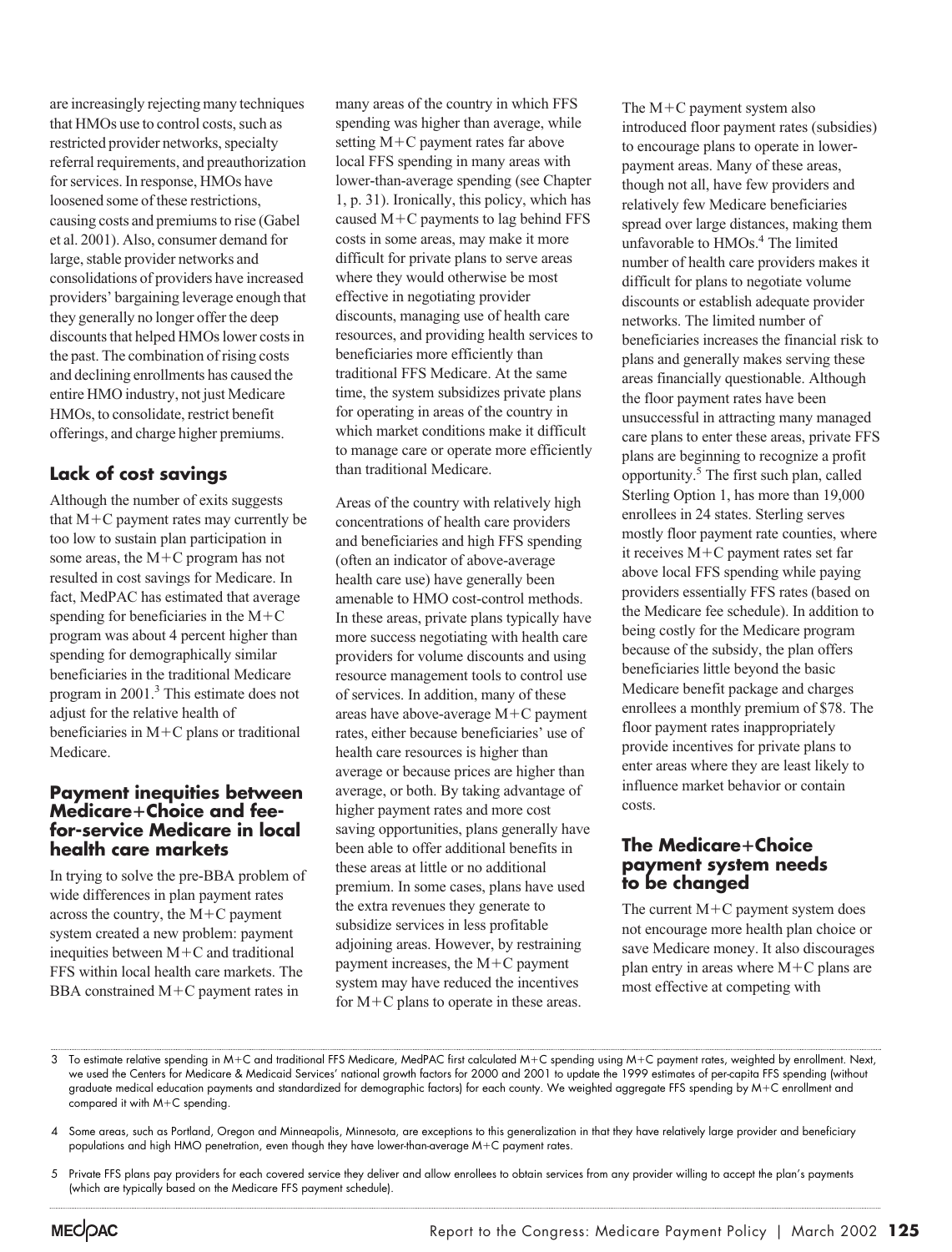are increasingly rejecting many techniques that HMOs use to control costs, such as restricted provider networks, specialty referral requirements, and preauthorization for services. In response, HMOs have loosened some of these restrictions, causing costs and premiums to rise (Gabel et al. 2001). Also, consumer demand for large, stable provider networks and consolidations of providers have increased providers' bargaining leverage enough that they generally no longer offer the deep discounts that helped HMOs lower costs in the past. The combination of rising costs and declining enrollments has caused the entire HMO industry, not just Medicare HMOs, to consolidate, restrict benefit offerings, and charge higher premiums.

### Lack of cost savings

Although the number of exits suggests that M+C payment rates may currently be too low to sustain plan participation in some areas, the M+C program has not resulted in cost savings for Medicare. In fact, MedPAC has estimated that average spending for beneficiaries in the M+C program was about 4 percent higher than spending for demographically similar beneficiaries in the traditional Medicare program in 2001.[3] This estimate does not adjust for the relative health of beneficiaries in M+C plans or traditional Medicare.

### Payment inequities between Medicare+Choice and fee-for-service Medicare in local health care markets

In trying to solve the pre-BBA problem of wide differences in plan payment rates across the country, the M+C payment system created a new problem: payment inequities between M+C and traditional FFS within local health care markets. The BBA constrained M+C payment rates in many areas of the country in which FFS spending was higher than average, while setting M+C payment rates far above local FFS spending in many areas with lower-than-average spending (see Chapter 1, p. 31). Ironically, this policy, which has caused M+C payments to lag behind FFS costs in some areas, may make it more difficult for private plans to serve areas where they would otherwise be most effective in negotiating provider discounts, managing use of health care resources, and providing health services to beneficiaries more efficiently than traditional FFS Medicare. At the same time, the system subsidizes private plans for operating in areas of the country in which market conditions make it difficult to manage care or operate more efficiently than traditional Medicare.

Areas of the country with relatively high concentrations of health care providers and beneficiaries and high FFS spending (often an indicator of above-average health care use) have generally been amenable to HMO cost-control methods. In these areas, private plans typically have more success negotiating with health care providers for volume discounts and using resource management tools to control use of services. In addition, many of these areas have above-average M+C payment rates, either because beneficiaries' use of health care resources is higher than average or because prices are higher than average, or both. By taking advantage of higher payment rates and more cost saving opportunities, plans generally have been able to offer additional benefits in these areas at little or no additional premium. In some cases, plans have used the extra revenues they generate to subsidize services in less profitable adjoining areas. However, by restraining payment increases, the M+C payment system may have reduced the incentives for M+C plans to operate in these areas.

The M+C payment system also introduced floor payment rates (subsidies) to encourage plans to operate in lower-payment areas. Many of these areas, though not all, have few providers and relatively few Medicare beneficiaries spread over large distances, making them unfavorable to HMOs.[4] The limited number of health care providers makes it difficult for plans to negotiate volume discounts or establish adequate provider networks. The limited number of beneficiaries increases the financial risk to plans and generally makes serving these areas financially questionable. Although the floor payment rates have been unsuccessful in attracting many managed care plans to enter these areas, private FFS plans are beginning to recognize a profit opportunity.[5] The first such plan, called Sterling Option 1, has more than 19,000 enrollees in 24 states. Sterling serves mostly floor payment rate counties, where it receives M+C payment rates set far above local FFS spending while paying providers essentially FFS rates (based on the Medicare fee schedule). In addition to being costly for the Medicare program because of the subsidy, the plan offers beneficiaries little beyond the basic Medicare benefit package and charges enrollees a monthly premium of $78. The floor payment rates inappropriately provide incentives for private plans to enter areas where they are least likely to influence market behavior or contain costs.

### The Medicare+Choice payment system needs to be changed

The current M+C payment system does not encourage more health plan choice or save Medicare money. It also discourages plan entry in areas where M+C plans are most effective at competing with

---

3 To estimate relative spending in M+C and traditional FFS Medicare, MedPAC first calculated M+C spending using M+C payment rates, weighted by enrollment. Next, we used the Centers for Medicare & Medicaid Services' national growth factors for 2000 and 2001 to update the 1999 estimates of per-capita FFS spending (without graduate medical education payments and standardized for demographic factors) for each county. We weighted aggregate FFS spending by M+C enrollment and compared it with M+C spending.

4 Some areas, such as Portland, Oregon and Minneapolis, Minnesota, are exceptions to this generalization in that they have relatively large provider and beneficiary populations and high HMO penetration, even though they have lower-than-average M+C payment rates.

5 Private FFS plans pay providers for each covered service they deliver and allow enrollees to obtain services from any provider willing to accept the plan's payments (which are typically based on the Medicare FFS payment schedule).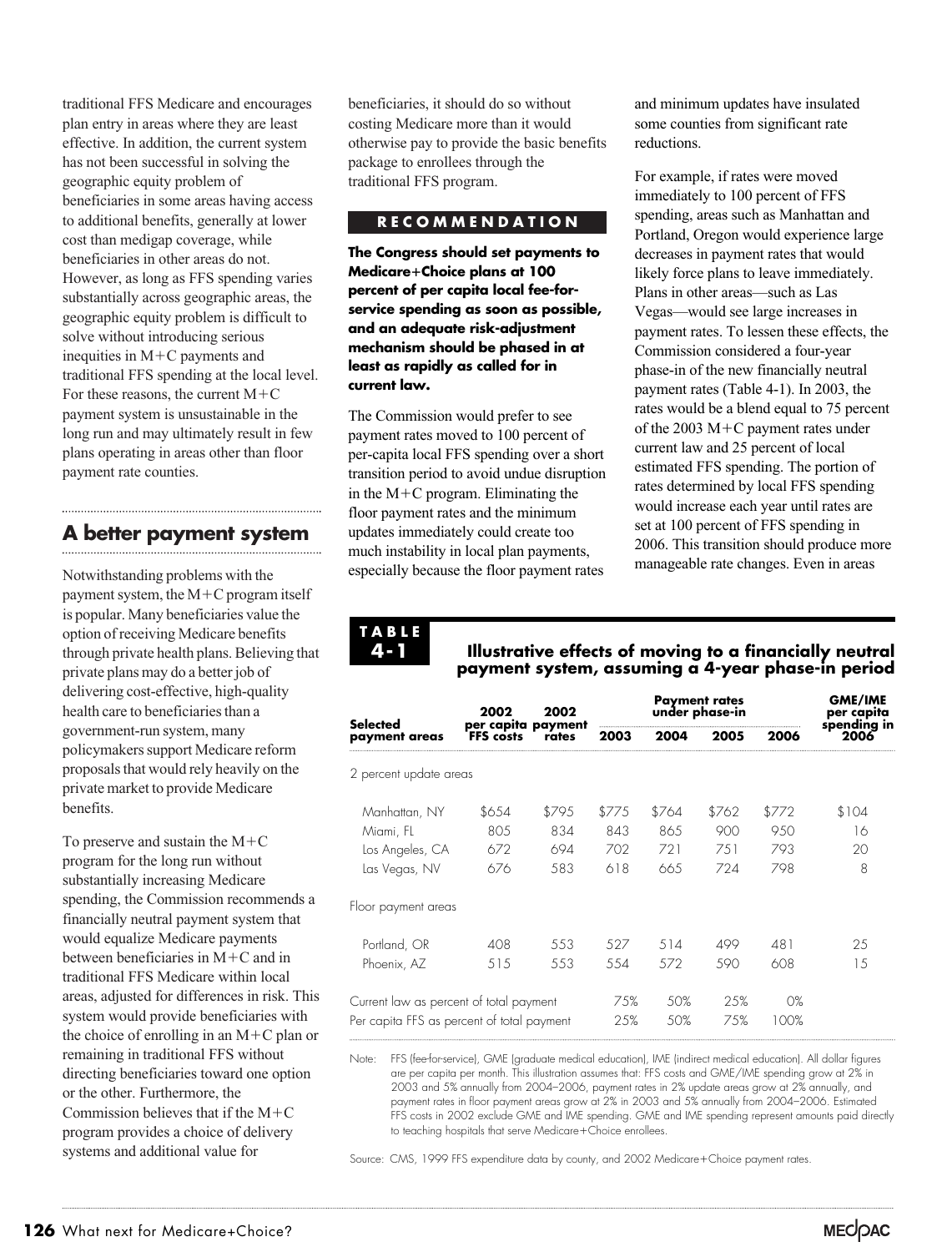traditional FFS Medicare and encourages plan entry in areas where they are least effective. In addition, the current system has not been successful in solving the geographic equity problem of beneficiaries in some areas having access to additional benefits, generally at lower cost than medigap coverage, while beneficiaries in other areas do not. However, as long as FFS spending varies substantially across geographic areas, the geographic equity problem is difficult to solve without introducing serious inequities in M+C payments and traditional FFS spending at the local level. For these reasons, the current M+C payment system is unsustainable in the long run and may ultimately result in few plans operating in areas other than floor payment rate counties.

## A better payment system

Notwithstanding problems with the payment system, the M+C program itself is popular. Many beneficiaries value the option of receiving Medicare benefits through private health plans. Believing that private plans may do a better job of delivering cost-effective, high-quality health care to beneficiaries than a government-run system, many policymakers support Medicare reform proposals that would rely heavily on the private market to provide Medicare benefits.

To preserve and sustain the M+C program for the long run without substantially increasing Medicare spending, the Commission recommends a financially neutral payment system that would equalize Medicare payments between beneficiaries in M+C and in traditional FFS Medicare within local areas, adjusted for differences in risk. This system would provide beneficiaries with the choice of enrolling in an M+C plan or remaining in traditional FFS without directing beneficiaries toward one option or the other. Furthermore, the Commission believes that if the M+C program provides a choice of delivery systems and additional value for beneficiaries, it should do so without costing Medicare more than it would otherwise pay to provide the basic benefits package to enrollees through the traditional FFS program.

**RECOMMENDATION**

**The Congress should set payments to Medicare+Choice plans at 100 percent of per capita local fee-for-service spending as soon as possible, and an adequate risk-adjustment mechanism should be phased in at least as rapidly as called for in current law.**

The Commission would prefer to see payment rates moved to 100 percent of per-capita local FFS spending over a short transition period to avoid undue disruption in the M+C program. Eliminating the floor payment rates and the minimum updates immediately could create too much instability in local plan payments, especially because the floor payment rates and minimum updates have insulated some counties from significant rate reductions.

For example, if rates were moved immediately to 100 percent of FFS spending, areas such as Manhattan and Portland, Oregon would experience large decreases in payment rates that would likely force plans to leave immediately. Plans in other areas—such as Las Vegas—would see large increases in payment rates. To lessen these effects, the Commission considered a four-year phase-in of the new financially neutral payment rates (Table 4-1). In 2003, the rates would be a blend equal to 75 percent of the 2003 M+C payment rates under current law and 25 percent of local estimated FFS spending. The portion of rates determined by local FFS spending would increase each year until rates are set at 100 percent of FFS spending in 2006. This transition should produce more manageable rate changes. Even in areas

**TABLE 4-1**

**Illustrative effects of moving to a financially neutral payment system, assuming a 4-year phase-in period**

| Selected payment areas | 2002 per capita FFS costs | 2002 payment rates | Payment rates under phase-in | | | | GME/IME per capita spending in 2006 |
|---|---|---|---|---|---|---|---|
| | | | 2003 | 2004 | 2005 | 2006 | |
| *2 percent update areas* | | | | | | | |
| Manhattan, NY | $654 | $795 | $775 | $764 | $762 | $772 | $104 |
| Miami, FL | 805 | 834 | 843 | 865 | 900 | 950 | 16 |
| Los Angeles, CA | 672 | 694 | 702 | 721 | 751 | 793 | 20 |
| Las Vegas, NV | 676 | 583 | 618 | 665 | 724 | 798 | 8 |
| *Floor payment areas* | | | | | | | |
| Portland, OR | 408 | 553 | 527 | 514 | 499 | 481 | 25 |
| Phoenix, AZ | 515 | 553 | 554 | 572 | 590 | 608 | 15 |
| Current law as percent of total payment | | | 75% | 50% | 25% | 0% | |
| Per capita FFS as percent of total payment | | | 25% | 50% | 75% | 100% | |

Note: FFS (fee-for-service), GME (graduate medical education), IME (indirect medical education). All dollar figures are per capita per month. This illustration assumes that: FFS costs and GME/IME spending grow at 2% in 2003 and 5% annually from 2004–2006, payment rates in 2% update areas grow at 2% annually, and payment rates in floor payment areas grow at 2% in 2003 and 5% annually from 2004–2006. Estimated FFS costs in 2002 exclude GME and IME spending. GME and IME spending represent amounts paid directly to teaching hospitals that serve Medicare+Choice enrollees.

Source: CMS, 1999 FFS expenditure data by county, and 2002 Medicare+Choice payment rates.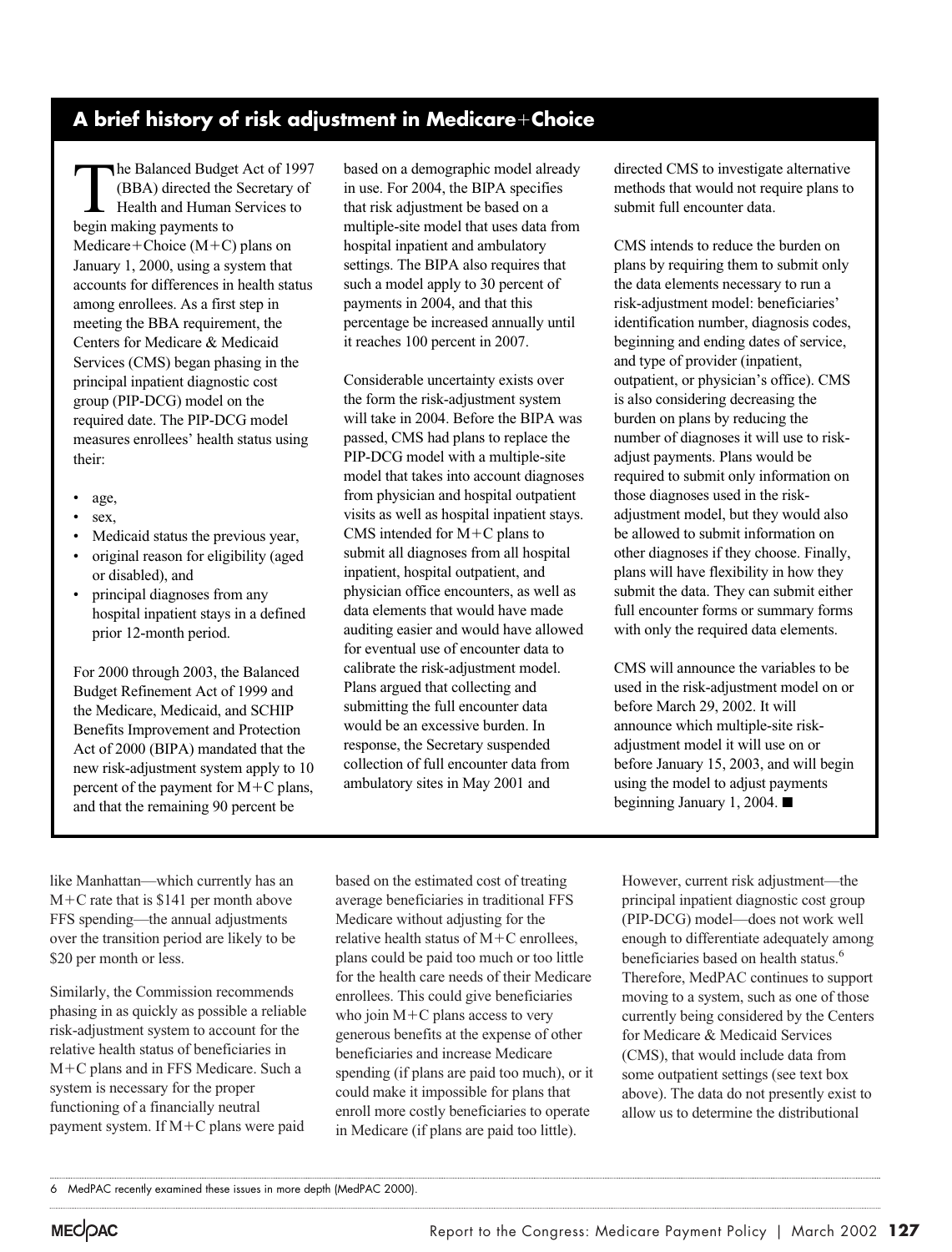## A brief history of risk adjustment in Medicare+Choice

The Balanced Budget Act of 1997 (BBA) directed the Secretary of Health and Human Services to begin making payments to Medicare+Choice (M+C) plans on January 1, 2000, using a system that accounts for differences in health status among enrollees. As a first step in meeting the BBA requirement, the Centers for Medicare & Medicaid Services (CMS) began phasing in the principal inpatient diagnostic cost group (PIP-DCG) model on the required date. The PIP-DCG model measures enrollees' health status using their:

- age,
- sex,
- Medicaid status the previous year,
- original reason for eligibility (aged or disabled), and
- principal diagnoses from any hospital inpatient stays in a defined prior 12-month period.

For 2000 through 2003, the Balanced Budget Refinement Act of 1999 and the Medicare, Medicaid, and SCHIP Benefits Improvement and Protection Act of 2000 (BIPA) mandated that the new risk-adjustment system apply to 10 percent of the payment for M+C plans, and that the remaining 90 percent be based on a demographic model already in use. For 2004, the BIPA specifies that risk adjustment be based on a multiple-site model that uses data from hospital inpatient and ambulatory settings. The BIPA also requires that such a model apply to 30 percent of payments in 2004, and that this percentage be increased annually until it reaches 100 percent in 2007.

Considerable uncertainty exists over the form the risk-adjustment system will take in 2004. Before the BIPA was passed, CMS had plans to replace the PIP-DCG model with a multiple-site model that takes into account diagnoses from physician and hospital outpatient visits as well as hospital inpatient stays. CMS intended for M+C plans to submit all diagnoses from all hospital inpatient, hospital outpatient, and physician office encounters, as well as data elements that would have made auditing easier and would have allowed for eventual use of encounter data to calibrate the risk-adjustment model. Plans argued that collecting and submitting the full encounter data would be an excessive burden. In response, the Secretary suspended collection of full encounter data from ambulatory sites in May 2001 and directed CMS to investigate alternative methods that would not require plans to submit full encounter data.

CMS intends to reduce the burden on plans by requiring them to submit only the data elements necessary to run a risk-adjustment model: beneficiaries' identification number, diagnosis codes, beginning and ending dates of service, and type of provider (inpatient, outpatient, or physician's office). CMS is also considering decreasing the burden on plans by reducing the number of diagnoses it will use to risk-adjust payments. Plans would be required to submit only information on those diagnoses used in the risk-adjustment model, but they would also be allowed to submit information on other diagnoses if they choose. Finally, plans will have flexibility in how they submit the data. They can submit either full encounter forms or summary forms with only the required data elements.

CMS will announce the variables to be used in the risk-adjustment model on or before March 29, 2002. It will announce which multiple-site risk-adjustment model it will use on or before January 15, 2003, and will begin using the model to adjust payments beginning January 1, 2004. ■

like Manhattan—which currently has an M+C rate that is $141 per month above FFS spending—the annual adjustments over the transition period are likely to be $20 per month or less.

Similarly, the Commission recommends phasing in as quickly as possible a reliable risk-adjustment system to account for the relative health status of beneficiaries in M+C plans and in FFS Medicare. Such a system is necessary for the proper functioning of a financially neutral payment system. If M+C plans were paid based on the estimated cost of treating average beneficiaries in traditional FFS Medicare without adjusting for the relative health status of M+C enrollees, plans could be paid too much or too little for the health care needs of their Medicare enrollees. This could give beneficiaries who join M+C plans access to very generous benefits at the expense of other beneficiaries and increase Medicare spending (if plans are paid too much), or it could make it impossible for plans that enroll more costly beneficiaries to operate in Medicare (if plans are paid too little).

However, current risk adjustment—the principal inpatient diagnostic cost group (PIP-DCG) model—does not work well enough to differentiate adequately among beneficiaries based on health status.[6] Therefore, MedPAC continues to support moving to a system, such as one of those currently being considered by the Centers for Medicare & Medicaid Services (CMS), that would include data from some outpatient settings (see text box above). The data do not presently exist to allow us to determine the distributional

6 MedPAC recently examined these issues in more depth (MedPAC 2000).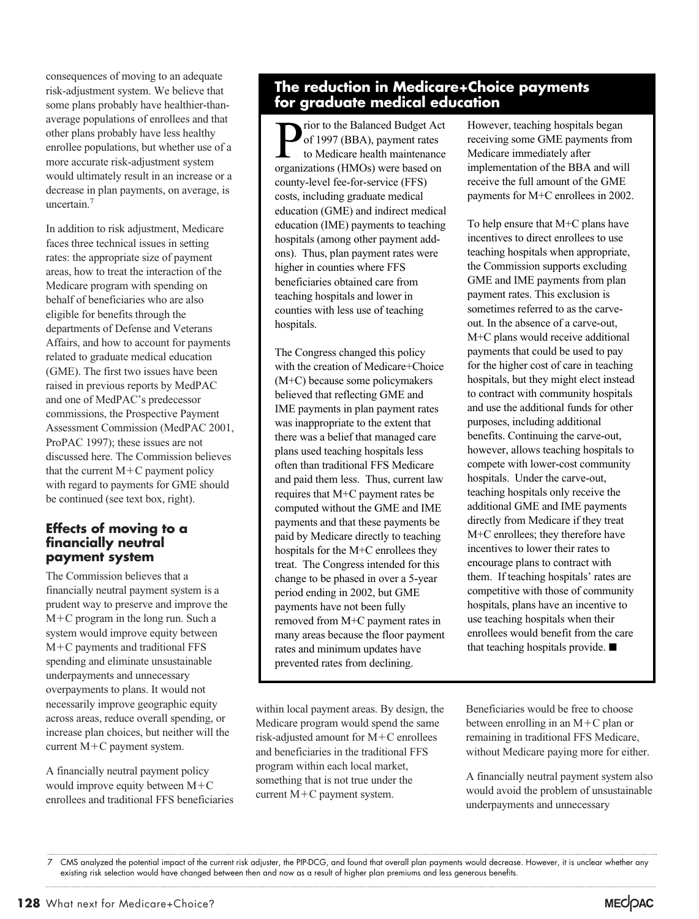consequences of moving to an adequate risk-adjustment system. We believe that some plans probably have healthier-than-average populations of enrollees and that other plans probably have less healthy enrollee populations, but whether use of a more accurate risk-adjustment system would ultimately result in an increase or a decrease in plan payments, on average, is uncertain.[7]

In addition to risk adjustment, Medicare faces three technical issues in setting rates: the appropriate size of payment areas, how to treat the interaction of the Medicare program with spending on behalf of beneficiaries who are also eligible for benefits through the departments of Defense and Veterans Affairs, and how to account for payments related to graduate medical education (GME). The first two issues have been raised in previous reports by MedPAC and one of MedPAC's predecessor commissions, the Prospective Payment Assessment Commission (MedPAC 2001, ProPAC 1997); these issues are not discussed here. The Commission believes that the current M+C payment policy with regard to payments for GME should be continued (see text box, right).

## The reduction in Medicare+Choice payments for graduate medical education

Prior to the Balanced Budget Act of 1997 (BBA), payment rates to Medicare health maintenance organizations (HMOs) were based on county-level fee-for-service (FFS) costs, including graduate medical education (GME) and indirect medical education (IME) payments to teaching hospitals (among other payment add-ons). Thus, plan payment rates were higher in counties where FFS beneficiaries obtained care from teaching hospitals and lower in counties with less use of teaching hospitals.

The Congress changed this policy with the creation of Medicare+Choice (M+C) because some policymakers believed that reflecting GME and IME payments in plan payment rates was inappropriate to the extent that there was a belief that managed care plans used teaching hospitals less often than traditional FFS Medicare and paid them less. Thus, current law requires that M+C payment rates be computed without the GME and IME payments and that these payments be paid by Medicare directly to teaching hospitals for the M+C enrollees they treat. The Congress intended for this change to be phased in over a 5-year period ending in 2002, but GME payments have not been fully removed from M+C payment rates in many areas because the floor payment rates and minimum updates have prevented rates from declining.

However, teaching hospitals began receiving some GME payments from Medicare immediately after implementation of the BBA and will receive the full amount of the GME payments for M+C enrollees in 2002.

To help ensure that M+C plans have incentives to direct enrollees to use teaching hospitals when appropriate, the Commission supports excluding GME and IME payments from plan payment rates. This exclusion is sometimes referred to as the carve-out. In the absence of a carve-out, M+C plans would receive additional payments that could be used to pay for the higher cost of care in teaching hospitals, but they might elect instead to contract with community hospitals and use the additional funds for other purposes, including additional benefits. Continuing the carve-out, however, allows teaching hospitals to compete with lower-cost community hospitals. Under the carve-out, teaching hospitals only receive the additional GME and IME payments directly from Medicare if they treat M+C enrollees; they therefore have incentives to lower their rates to encourage plans to contract with them. If teaching hospitals' rates are competitive with those of community hospitals, plans have an incentive to use teaching hospitals when their enrollees would benefit from the care that teaching hospitals provide. ■

### Effects of moving to a financially neutral payment system

The Commission believes that a financially neutral payment system is a prudent way to preserve and improve the M+C program in the long run. Such a system would improve equity between M+C payments and traditional FFS spending and eliminate unsustainable underpayments and unnecessary overpayments to plans. It would not necessarily improve geographic equity across areas, reduce overall spending, or increase plan choices, but neither will the current M+C payment system.

A financially neutral payment policy would improve equity between M+C enrollees and traditional FFS beneficiaries within local payment areas. By design, the Medicare program would spend the same risk-adjusted amount for M+C enrollees and beneficiaries in the traditional FFS program within each local market, something that is not true under the current M+C payment system. Beneficiaries would be free to choose between enrolling in an M+C plan or remaining in traditional FFS Medicare, without Medicare paying more for either.

A financially neutral payment system also would avoid the problem of unsustainable underpayments and unnecessary

7 CMS analyzed the potential impact of the current risk adjuster, the PIP-DCG, and found that overall plan payments would decrease. However, it is unclear whether any existing risk selection would have changed between then and now as a result of higher plan premiums and less generous benefits.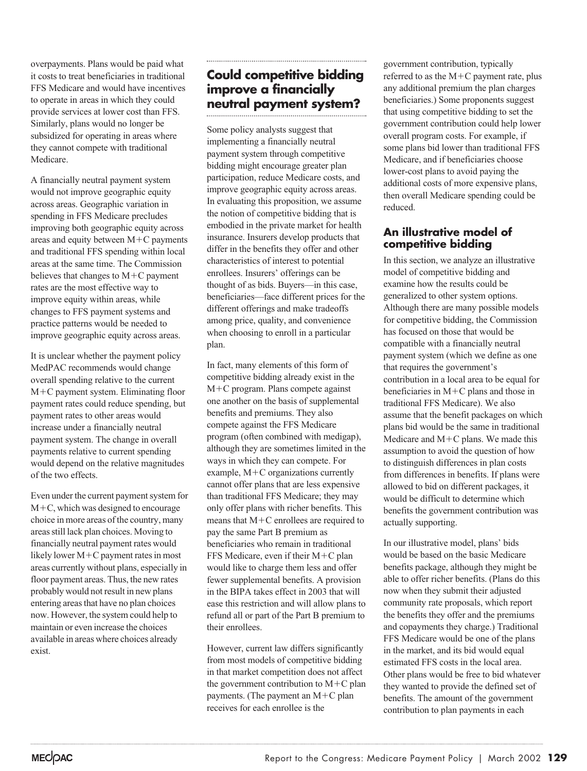overpayments. Plans would be paid what it costs to treat beneficiaries in traditional FFS Medicare and would have incentives to operate in areas in which they could provide services at lower cost than FFS. Similarly, plans would no longer be subsidized for operating in areas where they cannot compete with traditional Medicare.

A financially neutral payment system would not improve geographic equity across areas. Geographic variation in spending in FFS Medicare precludes improving both geographic equity across areas and equity between M+C payments and traditional FFS spending within local areas at the same time. The Commission believes that changes to M+C payment rates are the most effective way to improve equity within areas, while changes to FFS payment systems and practice patterns would be needed to improve geographic equity across areas.

It is unclear whether the payment policy MedPAC recommends would change overall spending relative to the current M+C payment system. Eliminating floor payment rates could reduce spending, but payment rates to other areas would increase under a financially neutral payment system. The change in overall payments relative to current spending would depend on the relative magnitudes of the two effects.

Even under the current payment system for M+C, which was designed to encourage choice in more areas of the country, many areas still lack plan choices. Moving to financially neutral payment rates would likely lower M+C payment rates in most areas currently without plans, especially in floor payment areas. Thus, the new rates probably would not result in new plans entering areas that have no plan choices now. However, the system could help to maintain or even increase the choices available in areas where choices already exist.

## Could competitive bidding improve a financially neutral payment system?

Some policy analysts suggest that implementing a financially neutral payment system through competitive bidding might encourage greater plan participation, reduce Medicare costs, and improve geographic equity across areas. In evaluating this proposition, we assume the notion of competitive bidding that is embodied in the private market for health insurance. Insurers develop products that differ in the benefits they offer and other characteristics of interest to potential enrollees. Insurers' offerings can be thought of as bids. Buyers—in this case, beneficiaries—face different prices for the different offerings and make tradeoffs among price, quality, and convenience when choosing to enroll in a particular plan.

In fact, many elements of this form of competitive bidding already exist in the M+C program. Plans compete against one another on the basis of supplemental benefits and premiums. They also compete against the FFS Medicare program (often combined with medigap), although they are sometimes limited in the ways in which they can compete. For example, M+C organizations currently cannot offer plans that are less expensive than traditional FFS Medicare; they may only offer plans with richer benefits. This means that M+C enrollees are required to pay the same Part B premium as beneficiaries who remain in traditional FFS Medicare, even if their M+C plan would like to charge them less and offer fewer supplemental benefits. A provision in the BIPA takes effect in 2003 that will ease this restriction and will allow plans to refund all or part of the Part B premium to their enrollees.

However, current law differs significantly from most models of competitive bidding in that market competition does not affect the government contribution to M+C plan payments. (The payment an M+C plan receives for each enrollee is the government contribution, typically referred to as the M+C payment rate, plus any additional premium the plan charges beneficiaries.) Some proponents suggest that using competitive bidding to set the government contribution could help lower overall program costs. For example, if some plans bid lower than traditional FFS Medicare, and if beneficiaries choose lower-cost plans to avoid paying the additional costs of more expensive plans, then overall Medicare spending could be reduced.

### An illustrative model of competitive bidding

In this section, we analyze an illustrative model of competitive bidding and examine how the results could be generalized to other system options. Although there are many possible models for competitive bidding, the Commission has focused on those that would be compatible with a financially neutral payment system (which we define as one that requires the government's contribution in a local area to be equal for beneficiaries in M+C plans and those in traditional FFS Medicare). We also assume that the benefit packages on which plans bid would be the same in traditional Medicare and M+C plans. We made this assumption to avoid the question of how to distinguish differences in plan costs from differences in benefits. If plans were allowed to bid on different packages, it would be difficult to determine which benefits the government contribution was actually supporting.

In our illustrative model, plans' bids would be based on the basic Medicare benefits package, although they might be able to offer richer benefits. (Plans do this now when they submit their adjusted community rate proposals, which report the benefits they offer and the premiums and copayments they charge.) Traditional FFS Medicare would be one of the plans in the market, and its bid would equal estimated FFS costs in the local area. Other plans would be free to bid whatever they wanted to provide the defined set of benefits. The amount of the government contribution to plan payments in each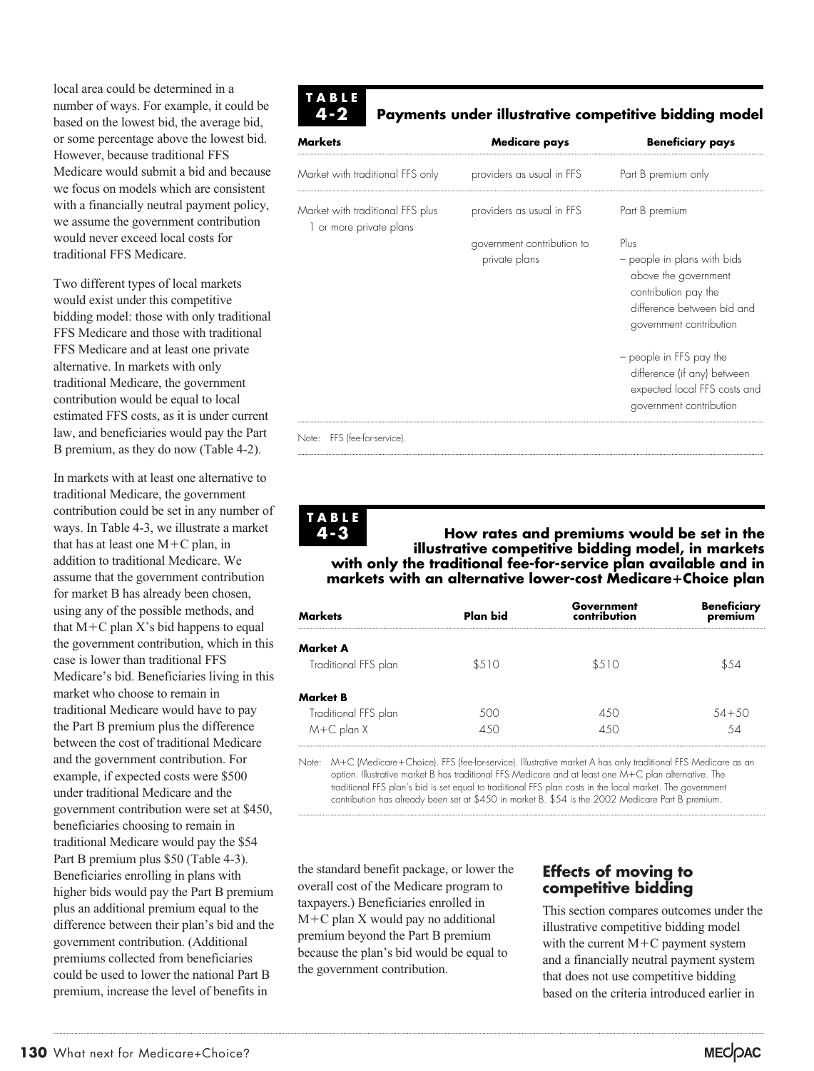local area could be determined in a number of ways. For example, it could be based on the lowest bid, the average bid, or some percentage above the lowest bid. However, because traditional FFS Medicare would submit a bid and because we focus on models which are consistent with a financially neutral payment policy, we assume the government contribution would never exceed local costs for traditional FFS Medicare.

Two different types of local markets would exist under this competitive bidding model: those with only traditional FFS Medicare and those with traditional FFS Medicare and at least one private alternative. In markets with only traditional Medicare, the government contribution would be equal to local estimated FFS costs, as it is under current law, and beneficiaries would pay the Part B premium, as they do now (Table 4-2).

**TABLE 4-2 Payments under illustrative competitive bidding model**

| Markets | Medicare pays | Beneficiary pays |
|---|---|---|
| Market with traditional FFS only | providers as usual in FFS | Part B premium only |
| Market with traditional FFS plus 1 or more private plans | providers as usual in FFS | Part B premium |
| | government contribution to private plans | Plus<br>– people in plans with bids above the government contribution pay the difference between bid and government contribution<br><br>– people in FFS pay the difference (if any) between expected local FFS costs and government contribution |

Note: FFS (fee-for-service).

In markets with at least one alternative to traditional Medicare, the government contribution could be set in any number of ways. In Table 4-3, we illustrate a market that has at least one M+C plan, in addition to traditional Medicare. We assume that the government contribution for market B has already been chosen, using any of the possible methods, and that M+C plan X's bid happens to equal the government contribution, which in this case is lower than traditional FFS Medicare's bid. Beneficiaries living in this market who choose to remain in traditional Medicare would have to pay the Part B premium plus the difference between the cost of traditional Medicare and the government contribution. For example, if expected costs were $500 under traditional Medicare and the government contribution were set at $450, beneficiaries choosing to remain in traditional Medicare would pay the $54 Part B premium plus $50 (Table 4-3). Beneficiaries enrolling in plans with higher bids would pay the Part B premium plus an additional premium equal to the difference between their plan's bid and the government contribution. (Additional premiums collected from beneficiaries could be used to lower the national Part B premium, increase the level of benefits in the standard benefit package, or lower the overall cost of the Medicare program to taxpayers.) Beneficiaries enrolled in M+C plan X would pay no additional premium beyond the Part B premium because the plan's bid would be equal to the government contribution.

**TABLE 4-3 How rates and premiums would be set in the illustrative competitive bidding model, in markets with only the traditional fee-for-service plan available and in markets with an alternative lower-cost Medicare+Choice plan**

| Markets | Plan bid | Government contribution | Beneficiary premium |
|---|---|---|---|
| **Market A** | | | |
| Traditional FFS plan | $510 | $510 | $54 |
| **Market B** | | | |
| Traditional FFS plan | 500 | 450 | 54+50 |
| M+C plan X | 450 | 450 | 54 |

Note: M+C (Medicare+Choice). FFS (fee-for-service). Illustrative market A has only traditional FFS Medicare as an option. Illustrative market B has traditional FFS Medicare and at least one M+C plan alternative. The traditional FFS plan's bid is set equal to traditional FFS plan costs in the local market. The government contribution has already been set at $450 in market B. $54 is the 2002 Medicare Part B premium.

## Effects of moving to competitive bidding

This section compares outcomes under the illustrative competitive bidding model with the current M+C payment system and a financially neutral payment system that does not use competitive bidding based on the criteria introduced earlier in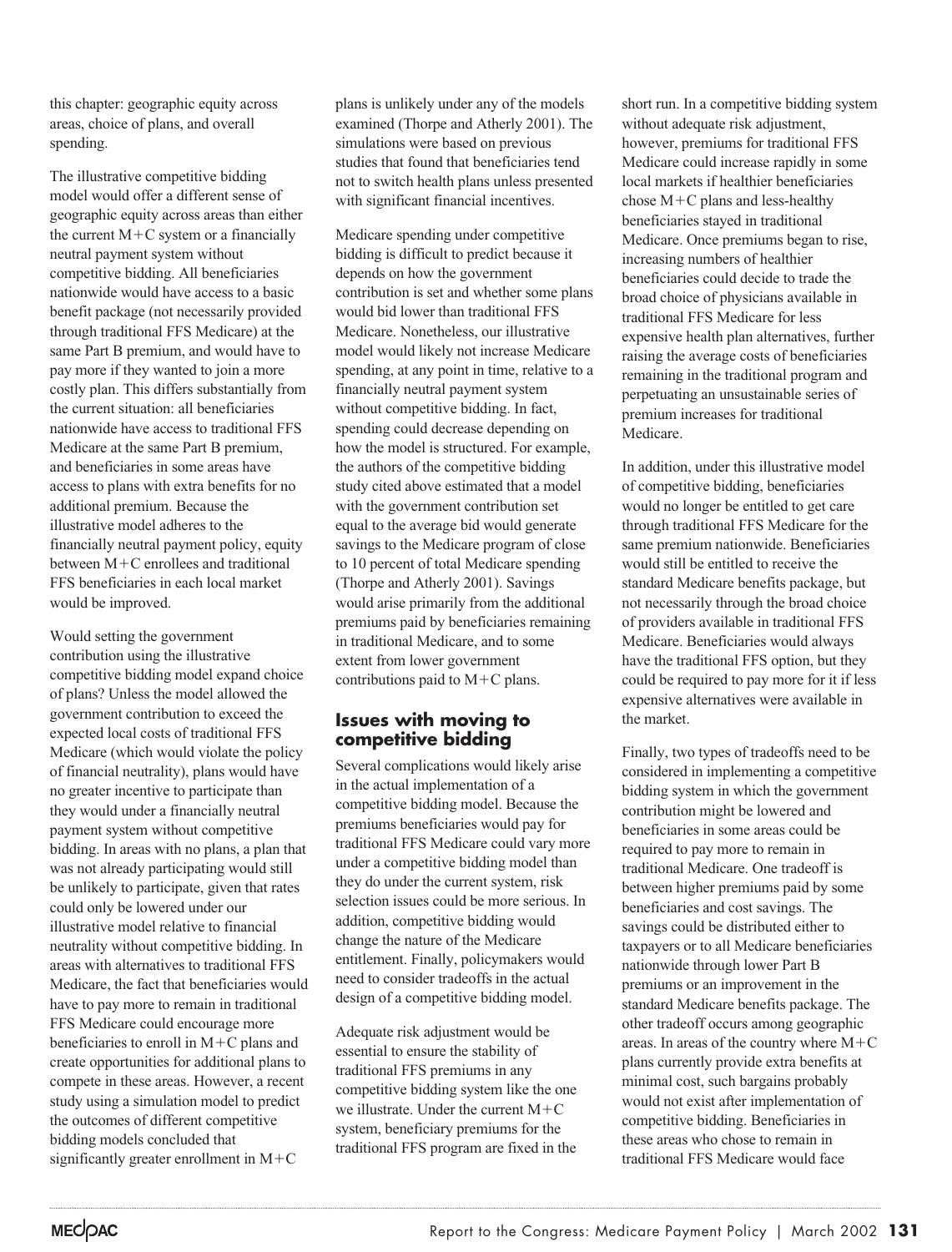this chapter: geographic equity across areas, choice of plans, and overall spending.

The illustrative competitive bidding model would offer a different sense of geographic equity across areas than either the current M+C system or a financially neutral payment system without competitive bidding. All beneficiaries nationwide would have access to a basic benefit package (not necessarily provided through traditional FFS Medicare) at the same Part B premium, and would have to pay more if they wanted to join a more costly plan. This differs substantially from the current situation: all beneficiaries nationwide have access to traditional FFS Medicare at the same Part B premium, and beneficiaries in some areas have access to plans with extra benefits for no additional premium. Because the illustrative model adheres to the financially neutral payment policy, equity between M+C enrollees and traditional FFS beneficiaries in each local market would be improved.

Would setting the government contribution using the illustrative competitive bidding model expand choice of plans? Unless the model allowed the government contribution to exceed the expected local costs of traditional FFS Medicare (which would violate the policy of financial neutrality), plans would have no greater incentive to participate than they would under a financially neutral payment system without competitive bidding. In areas with no plans, a plan that was not already participating would still be unlikely to participate, given that rates could only be lowered under our illustrative model relative to financial neutrality without competitive bidding. In areas with alternatives to traditional FFS Medicare, the fact that beneficiaries would have to pay more to remain in traditional FFS Medicare could encourage more beneficiaries to enroll in M+C plans and create opportunities for additional plans to compete in these areas. However, a recent study using a simulation model to predict the outcomes of different competitive bidding models concluded that significantly greater enrollment in M+C plans is unlikely under any of the models examined (Thorpe and Atherly 2001). The simulations were based on previous studies that found that beneficiaries tend not to switch health plans unless presented with significant financial incentives.

Medicare spending under competitive bidding is difficult to predict because it depends on how the government contribution is set and whether some plans would bid lower than traditional FFS Medicare. Nonetheless, our illustrative model would likely not increase Medicare spending, at any point in time, relative to a financially neutral payment system without competitive bidding. In fact, spending could decrease depending on how the model is structured. For example, the authors of the competitive bidding study cited above estimated that a model with the government contribution set equal to the average bid would generate savings to the Medicare program of close to 10 percent of total Medicare spending (Thorpe and Atherly 2001). Savings would arise primarily from the additional premiums paid by beneficiaries remaining in traditional Medicare, and to some extent from lower government contributions paid to M+C plans.

### Issues with moving to competitive bidding

Several complications would likely arise in the actual implementation of a competitive bidding model. Because the premiums beneficiaries would pay for traditional FFS Medicare could vary more under a competitive bidding model than they do under the current system, risk selection issues could be more serious. In addition, competitive bidding would change the nature of the Medicare entitlement. Finally, policymakers would need to consider tradeoffs in the actual design of a competitive bidding model.

Adequate risk adjustment would be essential to ensure the stability of traditional FFS premiums in any competitive bidding system like the one we illustrate. Under the current M+C system, beneficiary premiums for the traditional FFS program are fixed in the short run. In a competitive bidding system without adequate risk adjustment, however, premiums for traditional FFS Medicare could increase rapidly in some local markets if healthier beneficiaries chose M+C plans and less-healthy beneficiaries stayed in traditional Medicare. Once premiums began to rise, increasing numbers of healthier beneficiaries could decide to trade the broad choice of physicians available in traditional FFS Medicare for less expensive health plan alternatives, further raising the average costs of beneficiaries remaining in the traditional program and perpetuating an unsustainable series of premium increases for traditional Medicare.

In addition, under this illustrative model of competitive bidding, beneficiaries would no longer be entitled to get care through traditional FFS Medicare for the same premium nationwide. Beneficiaries would still be entitled to receive the standard Medicare benefits package, but not necessarily through the broad choice of providers available in traditional FFS Medicare. Beneficiaries would always have the traditional FFS option, but they could be required to pay more for it if less expensive alternatives were available in the market.

Finally, two types of tradeoffs need to be considered in implementing a competitive bidding system in which the government contribution might be lowered and beneficiaries in some areas could be required to pay more to remain in traditional Medicare. One tradeoff is between higher premiums paid by some beneficiaries and cost savings. The savings could be distributed either to taxpayers or to all Medicare beneficiaries nationwide through lower Part B premiums or an improvement in the standard Medicare benefits package. The other tradeoff occurs among geographic areas. In areas of the country where M+C plans currently provide extra benefits at minimal cost, such bargains probably would not exist after implementation of competitive bidding. Beneficiaries in these areas who chose to remain in traditional FFS Medicare would face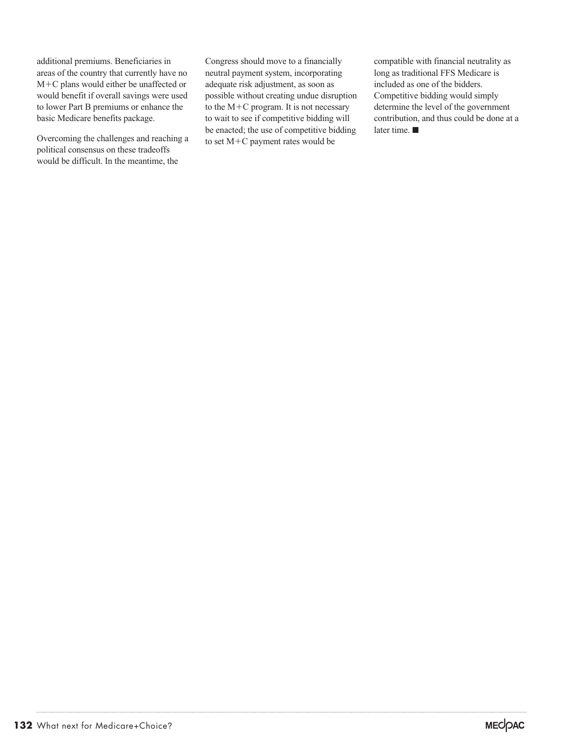additional premiums. Beneficiaries in areas of the country that currently have no M+C plans would either be unaffected or would benefit if overall savings were used to lower Part B premiums or enhance the basic Medicare benefits package.

Overcoming the challenges and reaching a political consensus on these tradeoffs would be difficult. In the meantime, the Congress should move to a financially neutral payment system, incorporating adequate risk adjustment, as soon as possible without creating undue disruption to the M+C program. It is not necessary to wait to see if competitive bidding will be enacted; the use of competitive bidding to set M+C payment rates would be compatible with financial neutrality as long as traditional FFS Medicare is included as one of the bidders. Competitive bidding would simply determine the level of the government contribution, and thus could be done at a later time. ■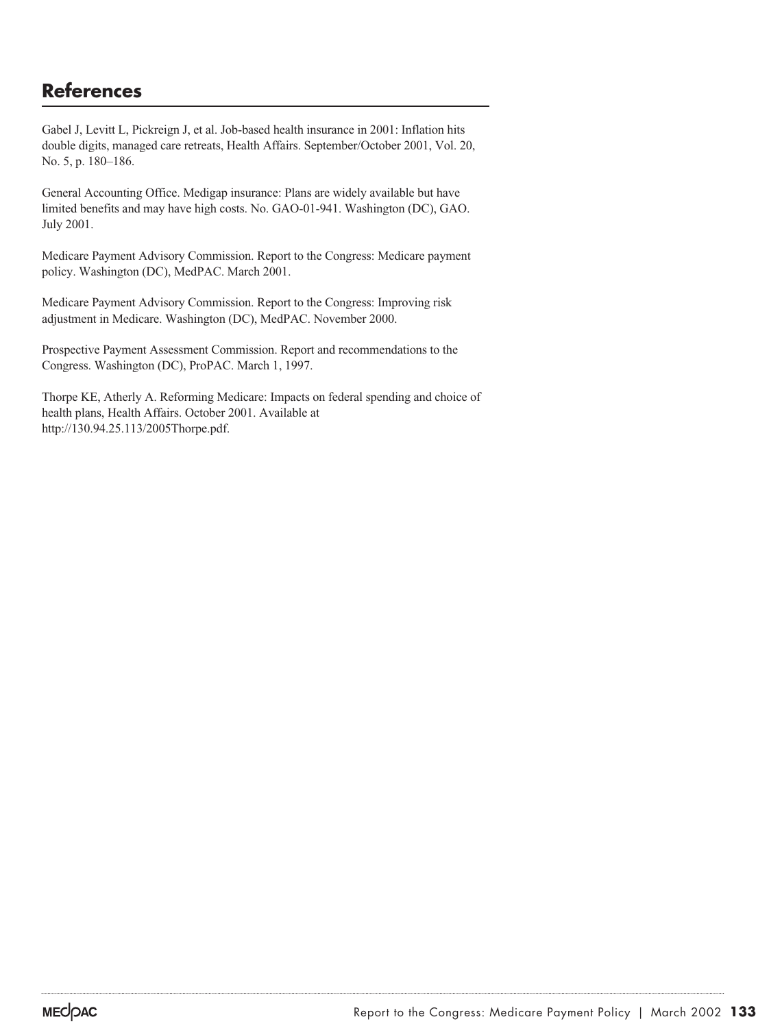## References

Gabel J, Levitt L, Pickreign J, et al. Job-based health insurance in 2001: Inflation hits double digits, managed care retreats, Health Affairs. September/October 2001, Vol. 20, No. 5, p. 180–186.

General Accounting Office. Medigap insurance: Plans are widely available but have limited benefits and may have high costs. No. GAO-01-941. Washington (DC), GAO. July 2001.

Medicare Payment Advisory Commission. Report to the Congress: Medicare payment policy. Washington (DC), MedPAC. March 2001.

Medicare Payment Advisory Commission. Report to the Congress: Improving risk adjustment in Medicare. Washington (DC), MedPAC. November 2000.

Prospective Payment Assessment Commission. Report and recommendations to the Congress. Washington (DC), ProPAC. March 1, 1997.

Thorpe KE, Atherly A. Reforming Medicare: Impacts on federal spending and choice of health plans, Health Affairs. October 2001. Available at http://130.94.25.113/2005Thorpe.pdf.